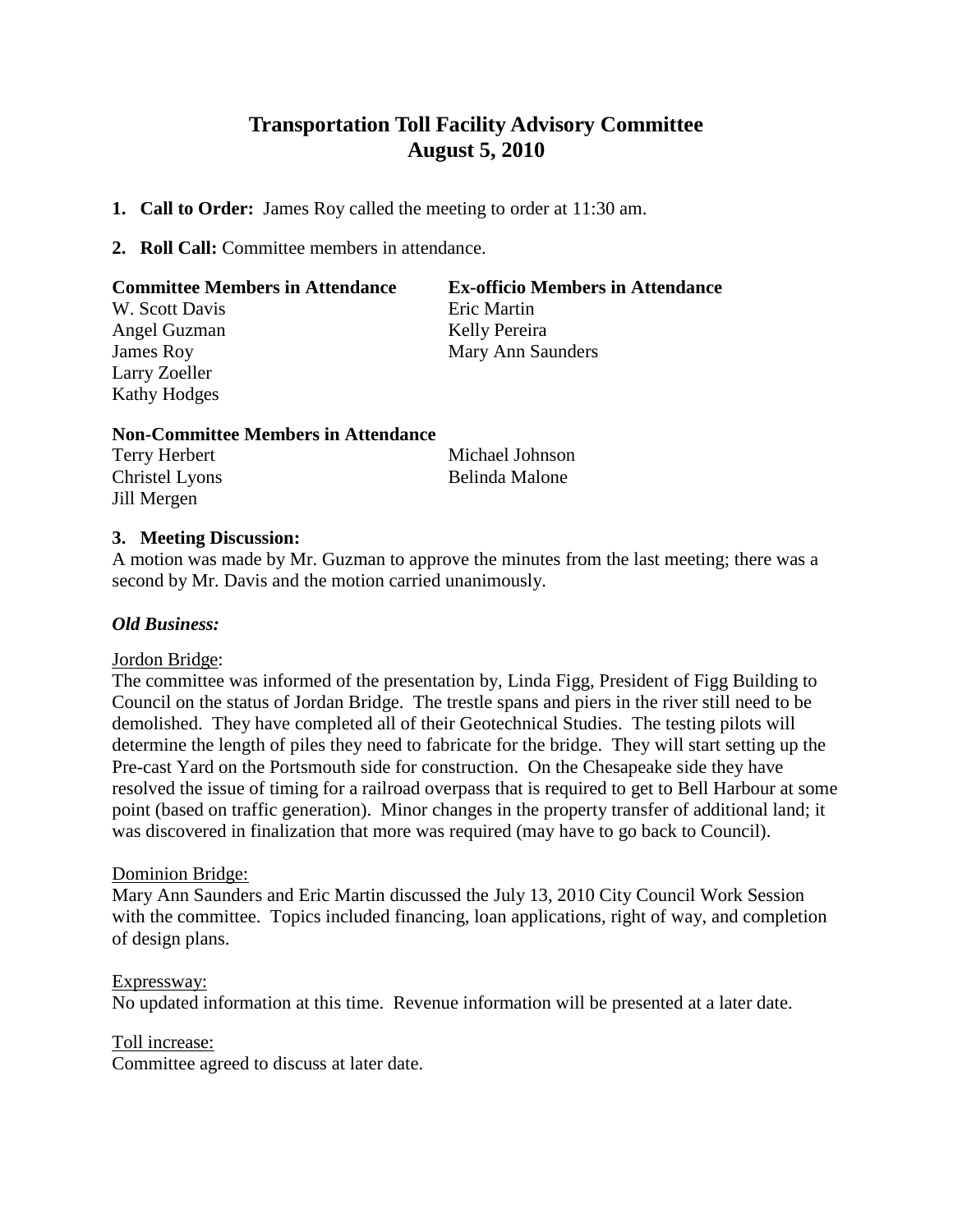# Transportation Toll Facility Advisory Committee
## August 5, 2010

1. **Call to Order:** James Roy called the meeting to order at 11:30 am.

2. **Roll Call:** Committee members in attendance.

| **Committee Members in Attendance** | **Ex-officio Members in Attendance** |
|---|---|
| W. Scott Davis | Eric Martin |
| Angel Guzman | Kelly Pereira |
| James Roy | Mary Ann Saunders |
| Larry Zoeller | |
| Kathy Hodges | |

**Non-Committee Members in Attendance**

| | |
|---|---|
| Terry Herbert | Michael Johnson |
| Christel Lyons | Belinda Malone |
| Jill Mergen | |

3. **Meeting Discussion:**

A motion was made by Mr. Guzman to approve the minutes from the last meeting; there was a second by Mr. Davis and the motion carried unanimously.

***Old Business:***

Jordon Bridge:
The committee was informed of the presentation by, Linda Figg, President of Figg Building to Council on the status of Jordan Bridge. The trestle spans and piers in the river still need to be demolished. They have completed all of their Geotechnical Studies. The testing pilots will determine the length of piles they need to fabricate for the bridge. They will start setting up the Pre-cast Yard on the Portsmouth side for construction. On the Chesapeake side they have resolved the issue of timing for a railroad overpass that is required to get to Bell Harbour at some point (based on traffic generation). Minor changes in the property transfer of additional land; it was discovered in finalization that more was required (may have to go back to Council).

Dominion Bridge:
Mary Ann Saunders and Eric Martin discussed the July 13, 2010 City Council Work Session with the committee. Topics included financing, loan applications, right of way, and completion of design plans.

Expressway:
No updated information at this time. Revenue information will be presented at a later date.

Toll increase:
Committee agreed to discuss at later date.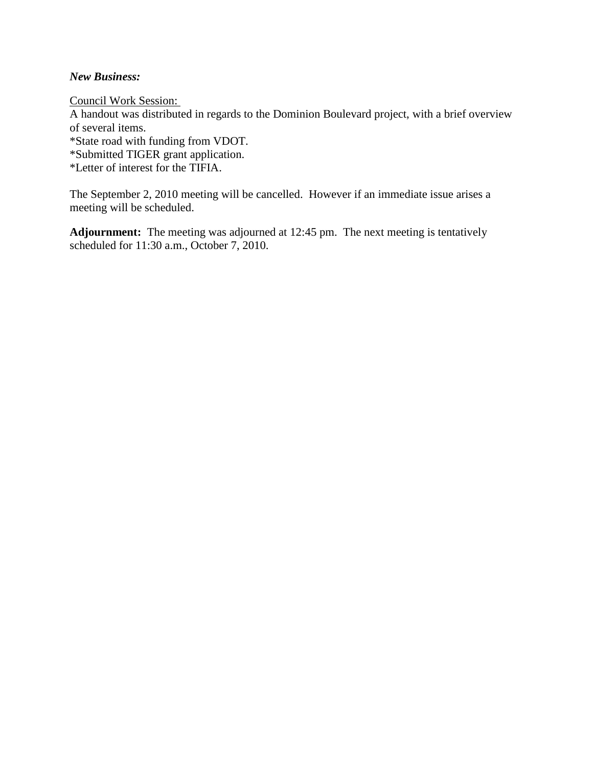***New Business:***

Council Work Session:
A handout was distributed in regards to the Dominion Boulevard project, with a brief overview of several items.
*State road with funding from VDOT.
*Submitted TIGER grant application.
*Letter of interest for the TIFIA.

The September 2, 2010 meeting will be cancelled. However if an immediate issue arises a meeting will be scheduled.

**Adjournment:** The meeting was adjourned at 12:45 pm. The next meeting is tentatively scheduled for 11:30 a.m., October 7, 2010.